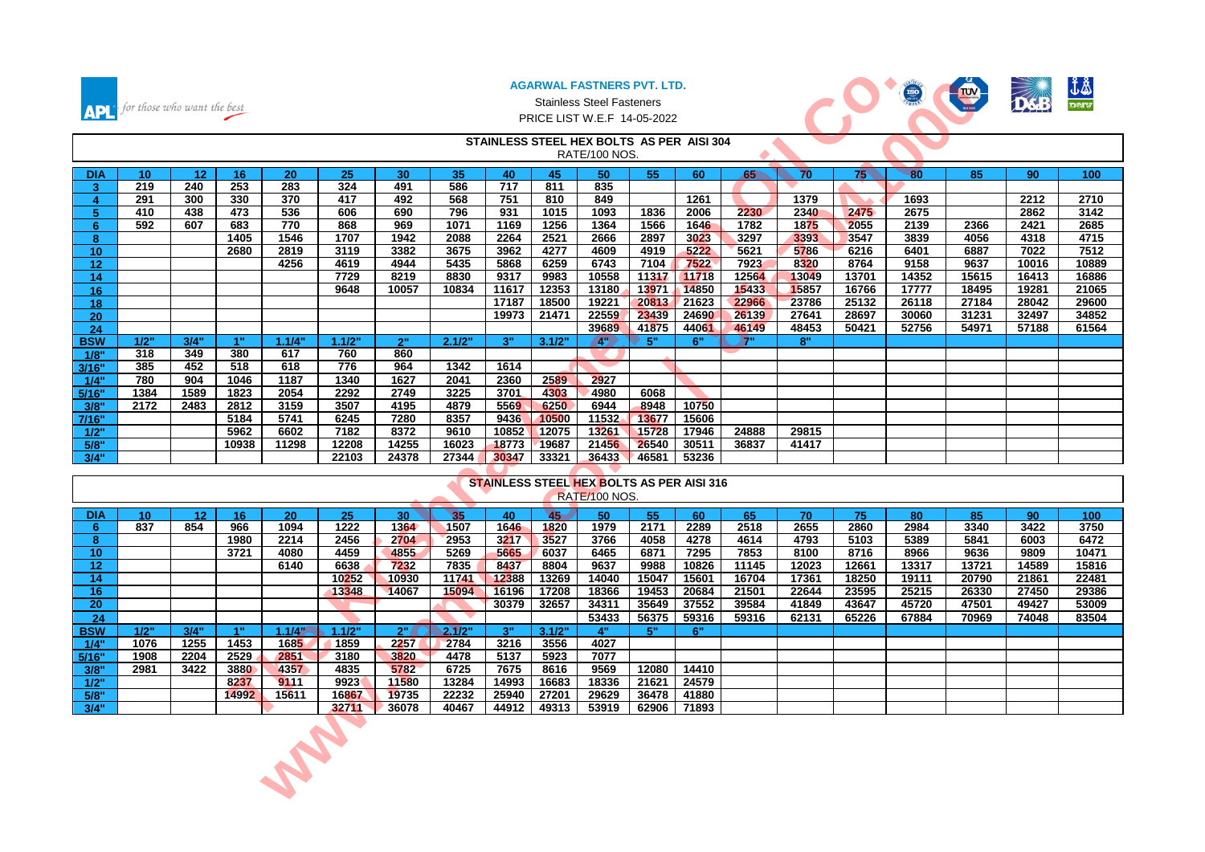**APL** for those who want the best

**AGARWAL FASTNERS PVT. LTD.**

Stainless Steel Fasteners

PRICE LIST W.E.F 14-05-2022

## STAINLESS STEEL HEX BOLTS AS PER AISI 304

RATE/100 NOS.

| DIA | 10 | 12 | 16 | 20 | 25 | 30 | 35 | 40 | 45 | 50 | 55 | 60 | 65 | 70 | 75 | 80 | 85 | 90 | 100 |
|---|---|---|---|---|---|---|---|---|---|---|---|---|---|---|---|---|---|---|---|
| 3 | 219 | 240 | 253 | 283 | 324 | 491 | 586 | 717 | 811 | 835 | | | | | | | | | |
| 4 | 291 | 300 | 330 | 370 | 417 | 492 | 568 | 751 | 810 | 849 | | 1261 | | 1379 | | 1693 | | 2212 | 2710 |
| 5 | 410 | 438 | 473 | 536 | 606 | 690 | 796 | 931 | 1015 | 1093 | 1836 | 2006 | 2230 | 2340 | 2475 | 2675 | | 2862 | 3142 |
| 6 | 592 | 607 | 683 | 770 | 868 | 969 | 1071 | 1169 | 1256 | 1364 | 1566 | 1646 | 1782 | 1875 | 2055 | 2139 | 2366 | 2421 | 2685 |
| 8 | | | 1405 | 1546 | 1707 | 1942 | 2088 | 2264 | 2521 | 2666 | 2897 | 3023 | 3297 | 3393 | 3547 | 3839 | 4056 | 4318 | 4715 |
| 10 | | | 2680 | 2819 | 3119 | 3382 | 3675 | 3962 | 4277 | 4609 | 4919 | 5222 | 5621 | 5786 | 6216 | 6401 | 6887 | 7022 | 7512 |
| 12 | | | | 4256 | 4619 | 4944 | 5435 | 5868 | 6259 | 6743 | 7104 | 7522 | 7923 | 8320 | 8764 | 9158 | 9637 | 10016 | 10889 |
| 14 | | | | | 7729 | 8219 | 8830 | 9317 | 9983 | 10558 | 11317 | 11718 | 12564 | 13049 | 13701 | 14352 | 15615 | 16413 | 16886 |
| 16 | | | | | 9648 | 10057 | 10834 | 11617 | 12353 | 13180 | 13971 | 14850 | 15433 | 15857 | 16766 | 17777 | 18495 | 19281 | 21065 |
| 18 | | | | | | | | 17187 | 18500 | 19221 | 20813 | 21623 | 22966 | 23786 | 25132 | 26118 | 27184 | 28042 | 29600 |
| 20 | | | | | | | | 19973 | 21471 | 22559 | 23439 | 24690 | 26139 | 27641 | 28697 | 30060 | 31231 | 32497 | 34852 |
| 24 | | | | | | | | | | 39689 | 41875 | 44061 | 46149 | 48453 | 50421 | 52756 | 54971 | 57188 | 61564 |
| **BSW** | **1/2"** | **3/4"** | **1"** | **1.1/4"** | **1.1/2"** | **2"** | **2.1/2"** | **3"** | **3.1/2"** | **4"** | **5"** | **6"** | **7"** | **8"** | | | | | |
| 1/8" | 318 | 349 | 380 | 617 | 760 | 860 | | | | | | | | | | | | | |
| 3/16" | 385 | 452 | 518 | 618 | 776 | 964 | 1342 | 1614 | | | | | | | | | | | |
| 1/4" | 780 | 904 | 1046 | 1187 | 1340 | 1627 | 2041 | 2360 | 2589 | 2927 | | | | | | | | | |
| 5/16" | 1384 | 1589 | 1823 | 2054 | 2292 | 2749 | 3225 | 3701 | 4303 | 4980 | 6068 | | | | | | | | |
| 3/8" | 2172 | 2483 | 2812 | 3159 | 3507 | 4195 | 4879 | 5569 | 6250 | 6944 | 8948 | 10750 | | | | | | | |
| 7/16" | | | 5184 | 5741 | 6245 | 7280 | 8357 | 9436 | 10500 | 11532 | 13677 | 15606 | | | | | | | |
| 1/2" | | | 5962 | 6602 | 7182 | 8372 | 9610 | 10852 | 12075 | 13261 | 15728 | 17946 | 24888 | 29815 | | | | | |
| 5/8" | | | 10938 | 11298 | 12208 | 14255 | 16023 | 18773 | 19687 | 21456 | 26540 | 30511 | 36837 | 41417 | | | | | |
| 3/4" | | | | | 22103 | 24378 | 27344 | 30347 | 33321 | 36433 | 46581 | 53236 | | | | | | | |

## STAINLESS STEEL HEX BOLTS AS PER AISI 316

RATE/100 NOS.

| DIA | 10 | 12 | 16 | 20 | 25 | 30 | 35 | 40 | 45 | 50 | 55 | 60 | 65 | 70 | 75 | 80 | 85 | 90 | 100 |
|---|---|---|---|---|---|---|---|---|---|---|---|---|---|---|---|---|---|---|---|
| 6 | 837 | 854 | 966 | 1094 | 1222 | 1364 | 1507 | 1646 | 1820 | 1979 | 2171 | 2289 | 2518 | 2655 | 2860 | 2984 | 3340 | 3422 | 3750 |
| 8 | | | 1980 | 2214 | 2456 | 2704 | 2953 | 3217 | 3527 | 3766 | 4058 | 4278 | 4614 | 4793 | 5103 | 5389 | 5841 | 6003 | 6472 |
| 10 | | | 3721 | 4080 | 4459 | 4855 | 5269 | 5665 | 6037 | 6465 | 6871 | 7295 | 7853 | 8100 | 8716 | 8966 | 9636 | 9809 | 10471 |
| 12 | | | | 6140 | 6638 | 7232 | 7835 | 8437 | 8804 | 9637 | 9988 | 10826 | 11145 | 12023 | 12661 | 13317 | 13721 | 14589 | 15816 |
| 14 | | | | | 10252 | 10930 | 11741 | 12388 | 13269 | 14040 | 15047 | 15601 | 16704 | 17361 | 18250 | 19111 | 20790 | 21861 | 22481 |
| 16 | | | | | 13348 | 14067 | 15094 | 16196 | 17208 | 18366 | 19453 | 20684 | 21501 | 22644 | 23595 | 25215 | 26330 | 27450 | 29386 |
| 20 | | | | | | | | 30379 | 32657 | 34311 | 35649 | 37552 | 39584 | 41849 | 43647 | 45720 | 47501 | 49427 | 53009 |
| 24 | | | | | | | | | | 53433 | 56375 | 59316 | 59316 | 62131 | 65226 | 67884 | 70969 | 74048 | 83504 |
| **BSW** | **1/2"** | **3/4"** | **1"** | **1.1/4"** | **1.1/2"** | **2"** | **2.1/2"** | **3"** | **3.1/2"** | **4"** | **5"** | **6"** | | | | | | | |
| 1/4" | 1076 | 1255 | 1453 | 1685 | 1859 | 2257 | 2784 | 3216 | 3556 | 4027 | | | | | | | | | |
| 5/16" | 1908 | 2204 | 2529 | 2851 | 3180 | 3820 | 4478 | 5137 | 5923 | 7077 | | | | | | | | | |
| 3/8" | 2981 | 3422 | 3880 | 4357 | 4835 | 5782 | 6725 | 7675 | 8616 | 9569 | 12080 | 14410 | | | | | | | |
| 1/2" | | | 8237 | 9111 | 9923 | 11580 | 13284 | 14993 | 16683 | 18336 | 21621 | 24579 | | | | | | | |
| 5/8" | | | 14992 | 15611 | 16867 | 19735 | 22232 | 25940 | 27201 | 29629 | 36478 | 41880 | | | | | | | |
| 3/4" | | | | | 32711 | 36078 | 40467 | 44912 | 49313 | 53919 | 62906 | 71893 | | | | | | | |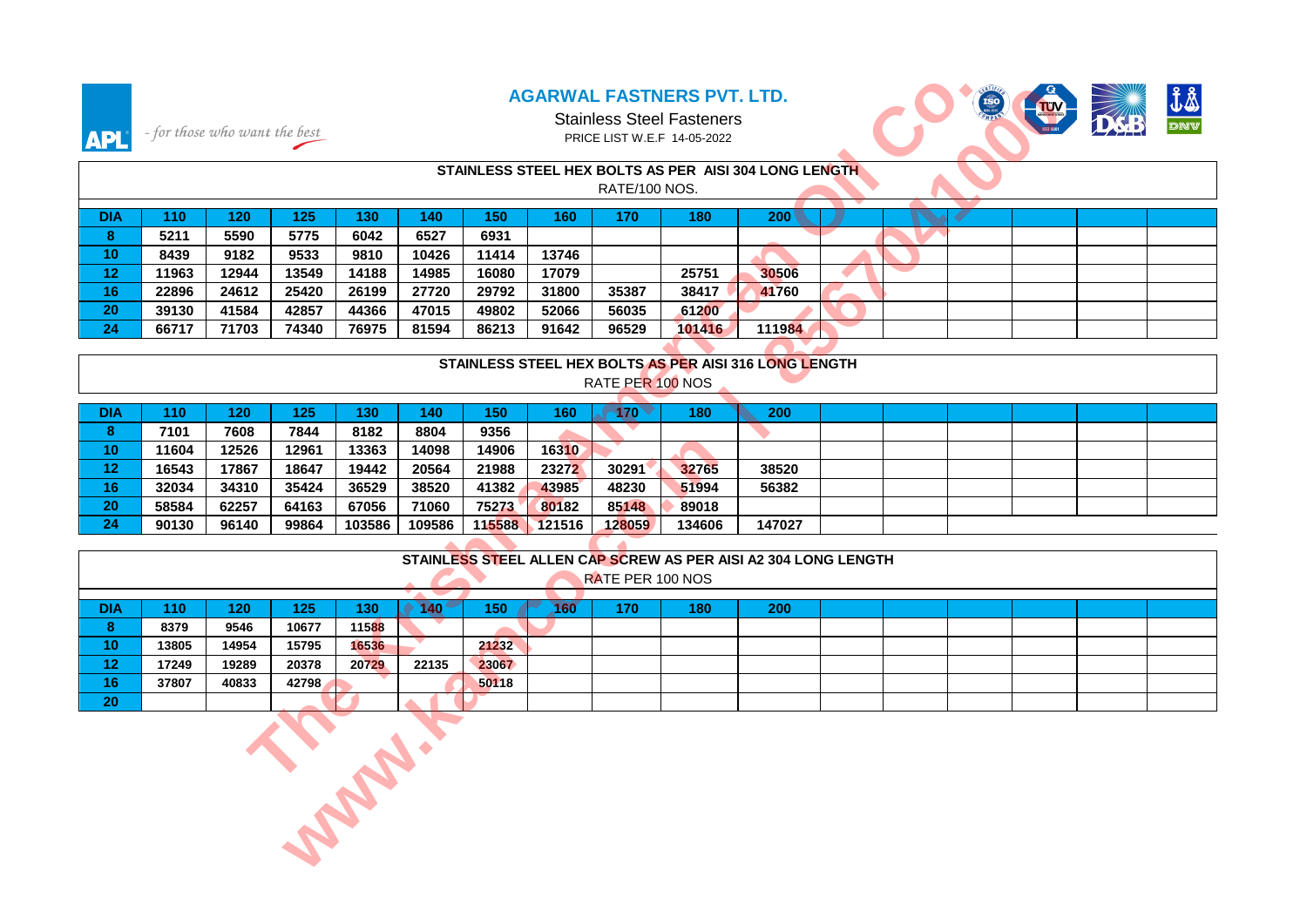# AGARWAL FASTNERS PVT. LTD.

APL - *for those who want the best*

Stainless Steel Fasteners

PRICE LIST W.E.F 14-05-2022

## STAINLESS STEEL HEX BOLTS AS PER AISI 304 LONG LENGTH

RATE/100 NOS.

| DIA | 110 | 120 | 125 | 130 | 140 | 150 | 160 | 170 | 180 | 200 |
|---|---|---|---|---|---|---|---|---|---|---|
| 8 | 5211 | 5590 | 5775 | 6042 | 6527 | 6931 | | | | |
| 10 | 8439 | 9182 | 9533 | 9810 | 10426 | 11414 | 13746 | | | |
| 12 | 11963 | 12944 | 13549 | 14188 | 14985 | 16080 | 17079 | | 25751 | 30506 |
| 16 | 22896 | 24612 | 25420 | 26199 | 27720 | 29792 | 31800 | 35387 | 38417 | 41760 |
| 20 | 39130 | 41584 | 42857 | 44366 | 47015 | 49802 | 52066 | 56035 | 61200 | |
| 24 | 66717 | 71703 | 74340 | 76975 | 81594 | 86213 | 91642 | 96529 | 101416 | 111984 |

## STAINLESS STEEL HEX BOLTS AS PER AISI 316 LONG LENGTH

RATE PER 100 NOS

| DIA | 110 | 120 | 125 | 130 | 140 | 150 | 160 | 170 | 180 | 200 |
|---|---|---|---|---|---|---|---|---|---|---|
| 8 | 7101 | 7608 | 7844 | 8182 | 8804 | 9356 | | | | |
| 10 | 11604 | 12526 | 12961 | 13363 | 14098 | 14906 | 16310 | | | |
| 12 | 16543 | 17867 | 18647 | 19442 | 20564 | 21988 | 23272 | 30291 | 32765 | 38520 |
| 16 | 32034 | 34310 | 35424 | 36529 | 38520 | 41382 | 43985 | 48230 | 51994 | 56382 |
| 20 | 58584 | 62257 | 64163 | 67056 | 71060 | 75273 | 80182 | 85148 | 89018 | |
| 24 | 90130 | 96140 | 99864 | 103586 | 109586 | 115588 | 121516 | 128059 | 134606 | 147027 |

## STAINLESS STEEL ALLEN CAP SCREW AS PER AISI A2 304 LONG LENGTH

RATE PER 100 NOS

| DIA | 110 | 120 | 125 | 130 | 140 | 150 | 160 | 170 | 180 | 200 |
|---|---|---|---|---|---|---|---|---|---|---|
| 8 | 8379 | 9546 | 10677 | 11588 | | | | | | |
| 10 | 13805 | 14954 | 15795 | 16536 | | 21232 | | | | |
| 12 | 17249 | 19289 | 20378 | 20729 | 22135 | 23067 | | | | |
| 16 | 37807 | 40833 | 42798 | | | 50118 | | | | |
| 20 | | | | | | | | | | |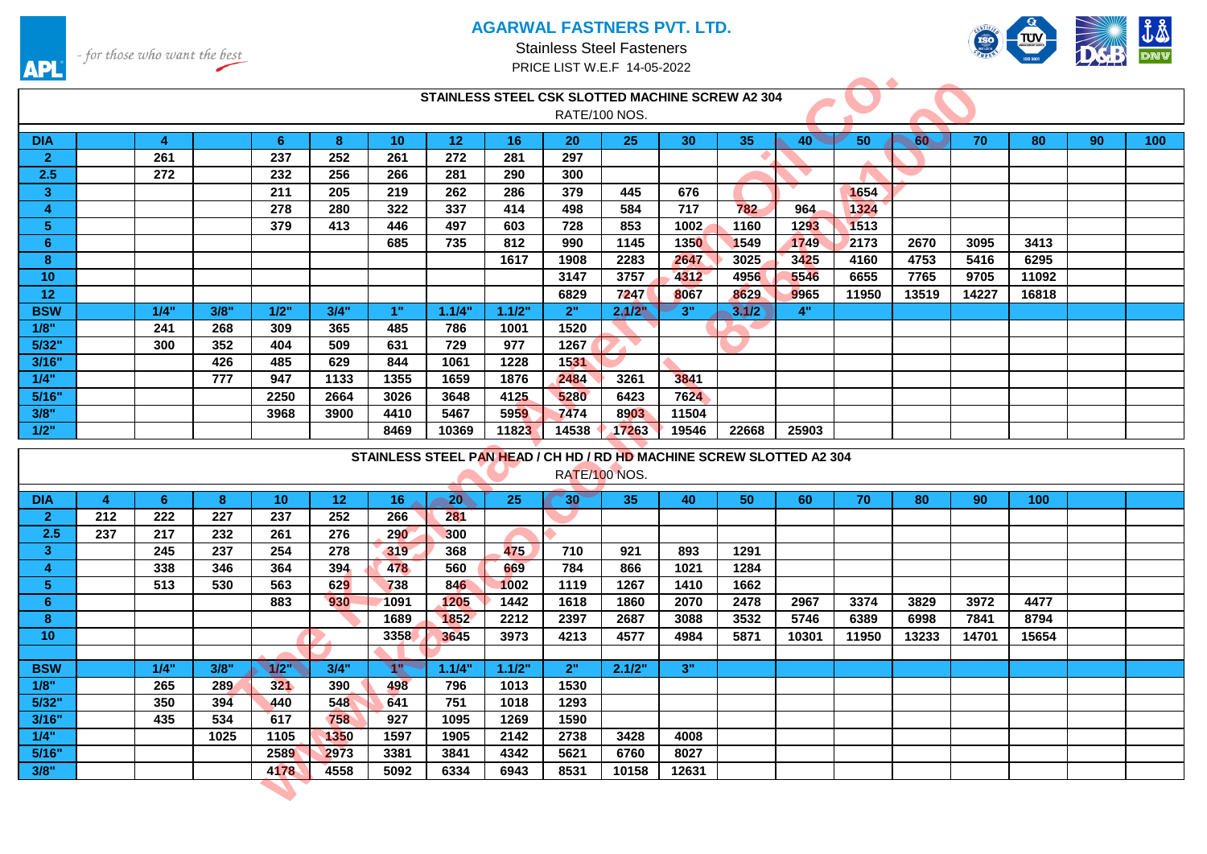**APL** - *for those who want the best*

# AGARWAL FASTNERS PVT. LTD.

Stainless Steel Fasteners

PRICE LIST W.E.F 14-05-2022

## STAINLESS STEEL CSK SLOTTED MACHINE SCREW A2 304

RATE/100 NOS.

| DIA | | 4 | | 6 | 8 | 10 | 12 | 16 | 20 | 25 | 30 | 35 | 40 | 50 | 60 | 70 | 80 | 90 | 100 |
|---|---|---|---|---|---|---|---|---|---|---|---|---|---|---|---|---|---|---|---|
| 2 | | 261 | | 237 | 252 | 261 | 272 | 281 | 297 | | | | | | | | | | |
| 2.5 | | 272 | | 232 | 256 | 266 | 281 | 290 | 300 | | | | | | | | | | |
| 3 | | | | 211 | 205 | 219 | 262 | 286 | 379 | 445 | 676 | | | 1654 | | | | | |
| 4 | | | | 278 | 280 | 322 | 337 | 414 | 498 | 584 | 717 | 782 | 964 | 1324 | | | | | |
| 5 | | | | 379 | 413 | 446 | 497 | 603 | 728 | 853 | 1002 | 1160 | 1293 | 1513 | | | | | |
| 6 | | | | | | 685 | 735 | 812 | 990 | 1145 | 1350 | 1549 | 1749 | 2173 | 2670 | 3095 | 3413 | | |
| 8 | | | | | | | | 1617 | 1908 | 2283 | 2647 | 3025 | 3425 | 4160 | 4753 | 5416 | 6295 | | |
| 10 | | | | | | | | | 3147 | 3757 | 4312 | 4956 | 5546 | 6655 | 7765 | 9705 | 11092 | | |
| 12 | | | | | | | | | 6829 | 7247 | 8067 | 8629 | 9965 | 11950 | 13519 | 14227 | 16818 | | |
| **BSW** | | **1/4"** | **3/8"** | **1/2"** | **3/4"** | **1"** | **1.1/4"** | **1.1/2"** | **2"** | **2.1/2"** | **3"** | **3.1/2** | **4"** | | | | | | |
| 1/8" | | 241 | 268 | 309 | 365 | 485 | 786 | 1001 | 1520 | | | | | | | | | | |
| 5/32" | | 300 | 352 | 404 | 509 | 631 | 729 | 977 | 1267 | | | | | | | | | | |
| 3/16" | | | 426 | 485 | 629 | 844 | 1061 | 1228 | 1531 | | | | | | | | | | |
| 1/4" | | | 777 | 947 | 1133 | 1355 | 1659 | 1876 | 2484 | 3261 | 3841 | | | | | | | | |
| 5/16" | | | | 2250 | 2664 | 3026 | 3648 | 4125 | 5280 | 6423 | 7624 | | | | | | | | |
| 3/8" | | | | 3968 | 3900 | 4410 | 5467 | 5959 | 7474 | 8903 | 11504 | | | | | | | | |
| 1/2" | | | | | | 8469 | 10369 | 11823 | 14538 | 17263 | 19546 | 22668 | 25903 | | | | | | |

## STAINLESS STEEL PAN HEAD / CH HD / RD HD MACHINE SCREW SLOTTED A2 304

RATE/100 NOS.

| DIA | 4 | 6 | 8 | 10 | 12 | 16 | 20 | 25 | 30 | 35 | 40 | 50 | 60 | 70 | 80 | 90 | 100 | | |
|---|---|---|---|---|---|---|---|---|---|---|---|---|---|---|---|---|---|---|---|
| 2 | 212 | 222 | 227 | 237 | 252 | 266 | 281 | | | | | | | | | | | | |
| 2.5 | 237 | 217 | 232 | 261 | 276 | 290 | 300 | | | | | | | | | | | | |
| 3 | | 245 | 237 | 254 | 278 | 319 | 368 | 475 | 710 | 921 | 893 | 1291 | | | | | | | |
| 4 | | 338 | 346 | 364 | 394 | 478 | 560 | 669 | 784 | 866 | 1021 | 1284 | | | | | | | |
| 5 | | 513 | 530 | 563 | 629 | 738 | 846 | 1002 | 1119 | 1267 | 1410 | 1662 | | | | | | | |
| 6 | | | | 883 | 930 | 1091 | 1205 | 1442 | 1618 | 1860 | 2070 | 2478 | 2967 | 3374 | 3829 | 3972 | 4477 | | |
| 8 | | | | | | 1689 | 1852 | 2212 | 2397 | 2687 | 3088 | 3532 | 5746 | 6389 | 6998 | 7841 | 8794 | | |
| 10 | | | | | | 3358 | 3645 | 3973 | 4213 | 4577 | 4984 | 5871 | 10301 | 11950 | 13233 | 14701 | 15654 | | |
| | | | | | | | | | | | | | | | | | | | |
| **BSW** | | **1/4"** | **3/8"** | **1/2"** | **3/4"** | **1"** | **1.1/4"** | **1.1/2"** | **2"** | **2.1/2"** | **3"** | | | | | | | | |
| 1/8" | | 265 | 289 | 321 | 390 | 498 | 796 | 1013 | 1530 | | | | | | | | | | |
| 5/32" | | 350 | 394 | 440 | 548 | 641 | 751 | 1018 | 1293 | | | | | | | | | | |
| 3/16" | | 435 | 534 | 617 | 758 | 927 | 1095 | 1269 | 1590 | | | | | | | | | | |
| 1/4" | | | 1025 | 1105 | 1350 | 1597 | 1905 | 2142 | 2738 | 3428 | 4008 | | | | | | | | |
| 5/16" | | | | 2589 | 2973 | 3381 | 3841 | 4342 | 5621 | 6760 | 8027 | | | | | | | | |
| 3/8" | | | | 4178 | 4558 | 5092 | 6334 | 6943 | 8531 | 10158 | 12631 | | | | | | | | |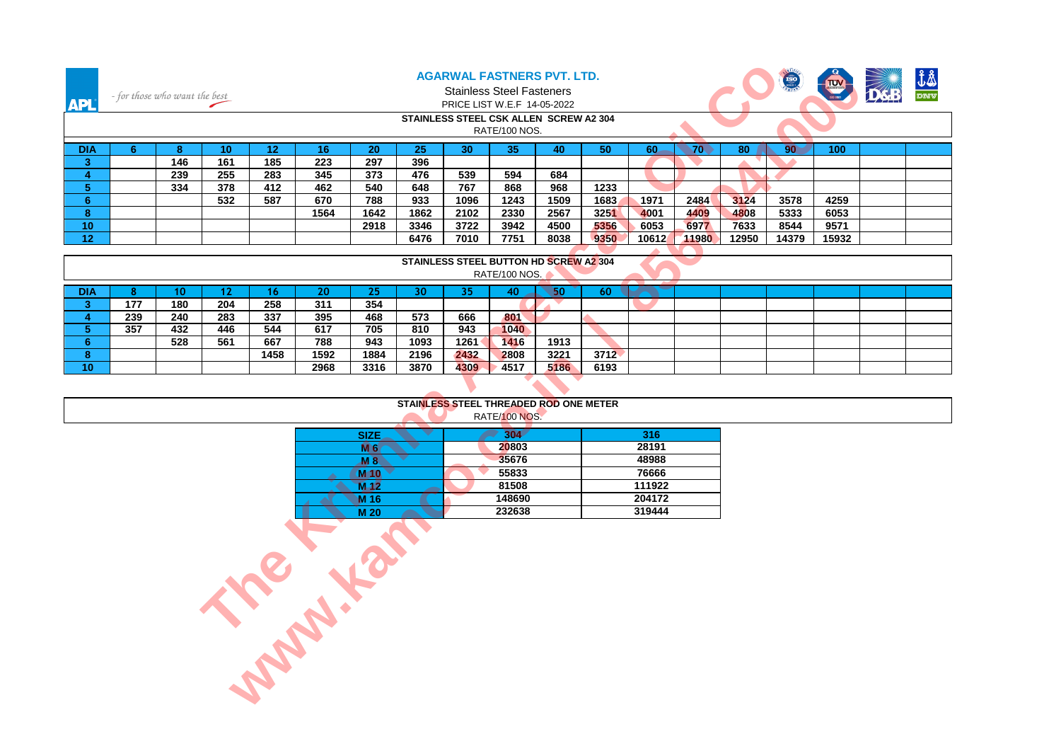# AGARWAL FASTNERS PVT. LTD.

APL - *for those who want the best*

Stainless Steel Fasteners

PRICE LIST W.E.F 14-05-2022

## STAINLESS STEEL CSK ALLEN SCREW A2 304

RATE/100 NOS.

| DIA | 6 | 8 | 10 | 12 | 16 | 20 | 25 | 30 | 35 | 40 | 50 | 60 | 70 | 80 | 90 | 100 |
|---|---|---|---|---|---|---|---|---|---|---|---|---|---|---|---|---|
| 3 | | 146 | 161 | 185 | 223 | 297 | 396 | | | | | | | | | |
| 4 | | 239 | 255 | 283 | 345 | 373 | 476 | 539 | 594 | 684 | | | | | | |
| 5 | | 334 | 378 | 412 | 462 | 540 | 648 | 767 | 868 | 968 | 1233 | | | | | |
| 6 | | | 532 | 587 | 670 | 788 | 933 | 1096 | 1243 | 1509 | 1683 | 1971 | 2484 | 3124 | 3578 | 4259 |
| 8 | | | | | 1564 | 1642 | 1862 | 2102 | 2330 | 2567 | 3251 | 4001 | 4409 | 4808 | 5333 | 6053 |
| 10 | | | | | | 2918 | 3346 | 3722 | 3942 | 4500 | 5356 | 6053 | 6977 | 7633 | 8544 | 9571 |
| 12 | | | | | | | 6476 | 7010 | 7751 | 8038 | 9350 | 10612 | 11980 | 12950 | 14379 | 15932 |

## STAINLESS STEEL BUTTON HD SCREW A2 304

RATE/100 NOS.

| DIA | 8 | 10 | 12 | 16 | 20 | 25 | 30 | 35 | 40 | 50 | 60 |
|---|---|---|---|---|---|---|---|---|---|---|---|
| 3 | 177 | 180 | 204 | 258 | 311 | 354 | | | | | |
| 4 | 239 | 240 | 283 | 337 | 395 | 468 | 573 | 666 | 801 | | |
| 5 | 357 | 432 | 446 | 544 | 617 | 705 | 810 | 943 | 1040 | | |
| 6 | | 528 | 561 | 667 | 788 | 943 | 1093 | 1261 | 1416 | 1913 | |
| 8 | | | | 1458 | 1592 | 1884 | 2196 | 2432 | 2808 | 3221 | 3712 |
| 10 | | | | | 2968 | 3316 | 3870 | 4309 | 4517 | 5186 | 6193 |

## STAINLESS STEEL THREADED ROD ONE METER

RATE/100 NOS.

| SIZE | 304 | 316 |
|---|---|---|
| M 6 | 20803 | 28191 |
| M 8 | 35676 | 48988 |
| M 10 | 55833 | 76666 |
| M 12 | 81508 | 111922 |
| M 16 | 148690 | 204172 |
| M 20 | 232638 | 319444 |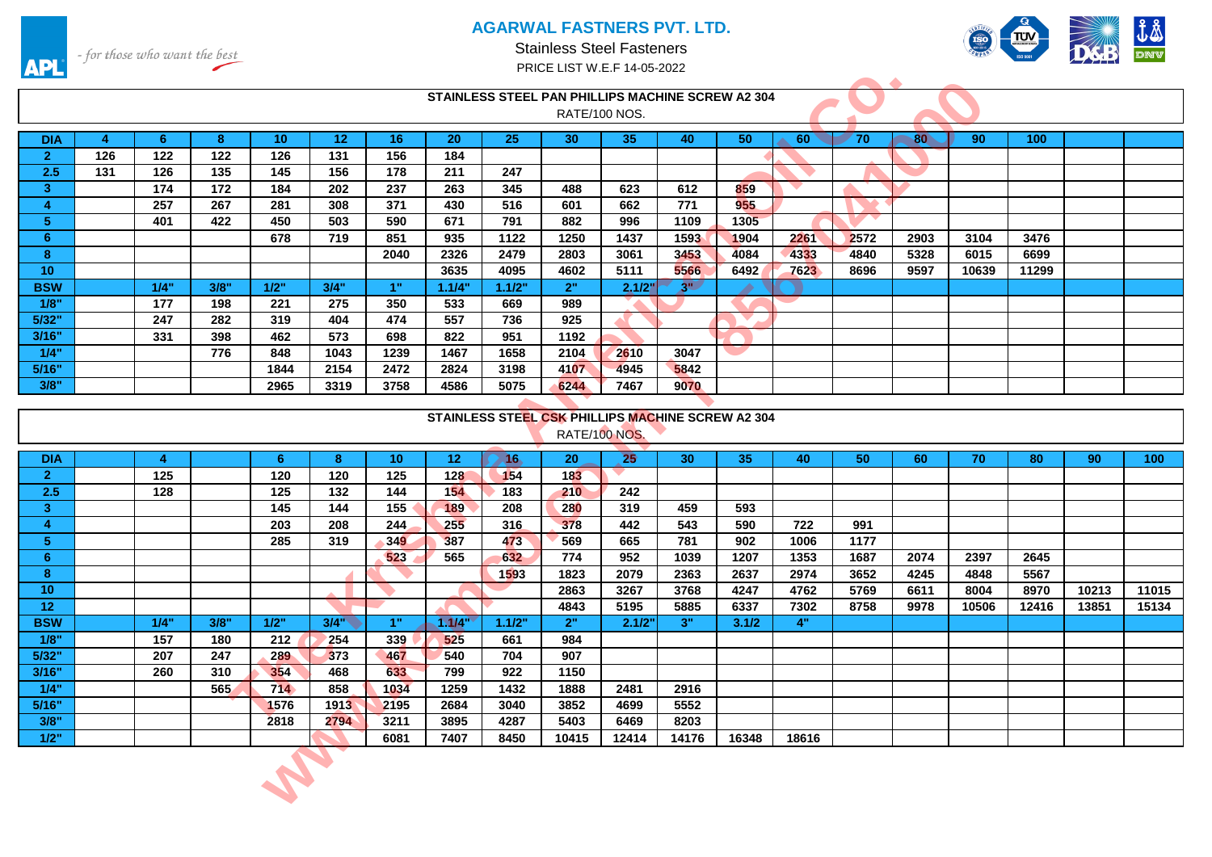# AGARWAL FASTNERS PVT. LTD.

Stainless Steel Fasteners

PRICE LIST W.E.F 14-05-2022

## STAINLESS STEEL PAN PHILLIPS MACHINE SCREW A2 304

RATE/100 NOS.

| DIA | 4 | 6 | 8 | 10 | 12 | 16 | 20 | 25 | 30 | 35 | 40 | 50 | 60 | 70 | 80 | 90 | 100 | | |
|---|---|---|---|---|---|---|---|---|---|---|---|---|---|---|---|---|---|---|---|
| 2 | 126 | 122 | 122 | 126 | 131 | 156 | 184 | | | | | | | | | | | | |
| 2.5 | 131 | 126 | 135 | 145 | 156 | 178 | 211 | 247 | | | | | | | | | | | |
| 3 | | 174 | 172 | 184 | 202 | 237 | 263 | 345 | 488 | 623 | 612 | 859 | | | | | | | |
| 4 | | 257 | 267 | 281 | 308 | 371 | 430 | 516 | 601 | 662 | 771 | 955 | | | | | | | |
| 5 | | 401 | 422 | 450 | 503 | 590 | 671 | 791 | 882 | 996 | 1109 | 1305 | | | | | | | |
| 6 | | | | 678 | 719 | 851 | 935 | 1122 | 1250 | 1437 | 1593 | 1904 | 2261 | 2572 | 2903 | 3104 | 3476 | | |
| 8 | | | | | | 2040 | 2326 | 2479 | 2803 | 3061 | 3453 | 4084 | 4333 | 4840 | 5328 | 6015 | 6699 | | |
| 10 | | | | | | | 3635 | 4095 | 4602 | 5111 | 5566 | 6492 | 7623 | 8696 | 9597 | 10639 | 11299 | | |
| **BSW** | | **1/4"** | **3/8"** | **1/2"** | **3/4"** | **1"** | **1.1/4"** | **1.1/2"** | **2"** | **2.1/2"** | **3"** | | | | | | | | |
| 1/8" | | 177 | 198 | 221 | 275 | 350 | 533 | 669 | 989 | | | | | | | | | | |
| 5/32" | | 247 | 282 | 319 | 404 | 474 | 557 | 736 | 925 | | | | | | | | | | |
| 3/16" | | 331 | 398 | 462 | 573 | 698 | 822 | 951 | 1192 | | | | | | | | | | |
| 1/4" | | | 776 | 848 | 1043 | 1239 | 1467 | 1658 | 2104 | 2610 | 3047 | | | | | | | | |
| 5/16" | | | | 1844 | 2154 | 2472 | 2824 | 3198 | 4107 | 4945 | 5842 | | | | | | | | |
| 3/8" | | | | 2965 | 3319 | 3758 | 4586 | 5075 | 6244 | 7467 | 9070 | | | | | | | | |

## STAINLESS STEEL CSK PHILLIPS MACHINE SCREW A2 304

RATE/100 NOS.

| DIA | | 4 | | 6 | 8 | 10 | 12 | 16 | 20 | 25 | 30 | 35 | 40 | 50 | 60 | 70 | 80 | 90 | 100 |
|---|---|---|---|---|---|---|---|---|---|---|---|---|---|---|---|---|---|---|---|
| 2 | | 125 | | 120 | 120 | 125 | 128 | 154 | 183 | | | | | | | | | | |
| 2.5 | | 128 | | 125 | 132 | 144 | 154 | 183 | 210 | 242 | | | | | | | | | |
| 3 | | | | 145 | 144 | 155 | 189 | 208 | 280 | 319 | 459 | 593 | | | | | | | |
| 4 | | | | 203 | 208 | 244 | 255 | 316 | 378 | 442 | 543 | 590 | 722 | 991 | | | | | |
| 5 | | | | 285 | 319 | 349 | 387 | 473 | 569 | 665 | 781 | 902 | 1006 | 1177 | | | | | |
| 6 | | | | | | 523 | 565 | 632 | 774 | 952 | 1039 | 1207 | 1353 | 1687 | 2074 | 2397 | 2645 | | |
| 8 | | | | | | | | 1593 | 1823 | 2079 | 2363 | 2637 | 2974 | 3652 | 4245 | 4848 | 5567 | | |
| 10 | | | | | | | | | 2863 | 3267 | 3768 | 4247 | 4762 | 5769 | 6611 | 8004 | 8970 | 10213 | 11015 |
| 12 | | | | | | | | | 4843 | 5195 | 5885 | 6337 | 7302 | 8758 | 9978 | 10506 | 12416 | 13851 | 15134 |
| **BSW** | | **1/4"** | **3/8"** | **1/2"** | **3/4"** | **1"** | **1.1/4"** | **1.1/2"** | **2"** | **2.1/2"** | **3"** | **3.1/2** | **4"** | | | | | | |
| 1/8" | | 157 | 180 | 212 | 254 | 339 | 525 | 661 | 984 | | | | | | | | | | |
| 5/32" | | 207 | 247 | 289 | 373 | 467 | 540 | 704 | 907 | | | | | | | | | | |
| 3/16" | | 260 | 310 | 354 | 468 | 633 | 799 | 922 | 1150 | | | | | | | | | | |
| 1/4" | | | 565 | 714 | 858 | 1034 | 1259 | 1432 | 1888 | 2481 | 2916 | | | | | | | | |
| 5/16" | | | | 1576 | 1913 | 2195 | 2684 | 3040 | 3852 | 4699 | 5552 | | | | | | | | |
| 3/8" | | | | 2818 | 2794 | 3211 | 3895 | 4287 | 5403 | 6469 | 8203 | | | | | | | | |
| 1/2" | | | | | | 6081 | 7407 | 8450 | 10415 | 12414 | 14176 | 16348 | 18616 | | | | | | |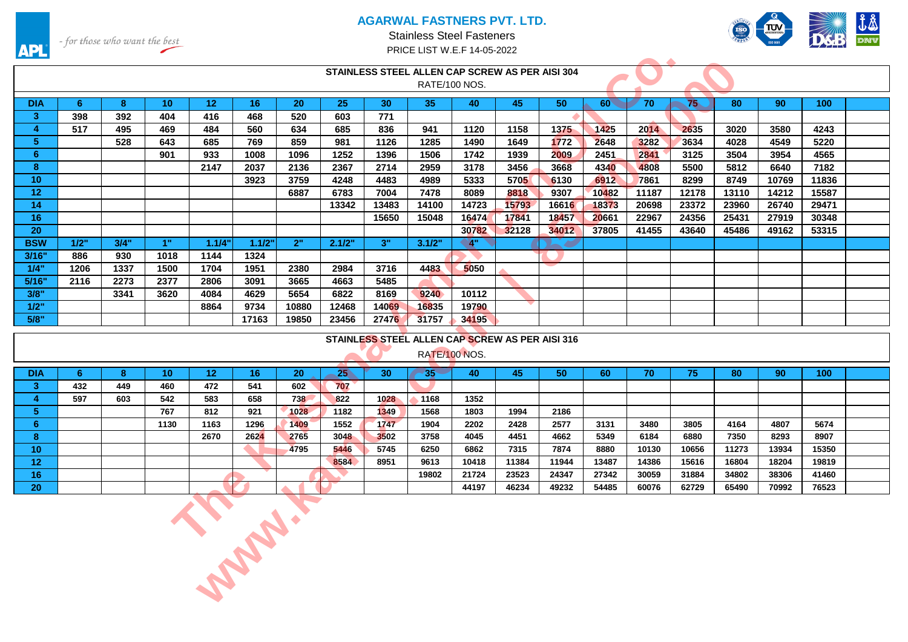# AGARWAL FASTNERS PVT. LTD.

Stainless Steel Fasteners

PRICE LIST W.E.F 14-05-2022

- for those who want the best

## STAINLESS STEEL ALLEN CAP SCREW AS PER AISI 304

RATE/100 NOS.

| DIA | 6 | 8 | 10 | 12 | 16 | 20 | 25 | 30 | 35 | 40 | 45 | 50 | 60 | 70 | 75 | 80 | 90 | 100 | |
|---|---|---|---|---|---|---|---|---|---|---|---|---|---|---|---|---|---|---|---|
| 3 | 398 | 392 | 404 | 416 | 468 | 520 | 603 | 771 | | | | | | | | | | | |
| 4 | 517 | 495 | 469 | 484 | 560 | 634 | 685 | 836 | 941 | 1120 | 1158 | 1375 | 1425 | 2014 | 2635 | 3020 | 3580 | 4243 | |
| 5 | | 528 | 643 | 685 | 769 | 859 | 981 | 1126 | 1285 | 1490 | 1649 | 1772 | 2648 | 3282 | 3634 | 4028 | 4549 | 5220 | |
| 6 | | | 901 | 933 | 1008 | 1096 | 1252 | 1396 | 1506 | 1742 | 1939 | 2009 | 2451 | 2841 | 3125 | 3504 | 3954 | 4565 | |
| 8 | | | | 2147 | 2037 | 2136 | 2367 | 2714 | 2959 | 3178 | 3456 | 3668 | 4340 | 4808 | 5500 | 5812 | 6640 | 7182 | |
| 10 | | | | | 3923 | 3759 | 4248 | 4483 | 4989 | 5333 | 5705 | 6130 | 6912 | 7861 | 8299 | 8749 | 10769 | 11836 | |
| 12 | | | | | | 6887 | 6783 | 7004 | 7478 | 8089 | 8818 | 9307 | 10482 | 11187 | 12178 | 13110 | 14212 | 15587 | |
| 14 | | | | | | | 13342 | 13483 | 14100 | 14723 | 15793 | 16616 | 18373 | 20698 | 23372 | 23960 | 26740 | 29471 | |
| 16 | | | | | | | | 15650 | 15048 | 16474 | 17841 | 18457 | 20661 | 22967 | 24356 | 25431 | 27919 | 30348 | |
| 20 | | | | | | | | | | 30782 | 32128 | 34012 | 37805 | 41455 | 43640 | 45486 | 49162 | 53315 | |
| BSW | 1/2" | 3/4" | 1" | 1.1/4" | 1.1/2" | 2" | 2.1/2" | 3" | 3.1/2" | 4" | | | | | | | | | |
| 3/16" | 886 | 930 | 1018 | 1144 | 1324 | | | | | | | | | | | | | | |
| 1/4" | 1206 | 1337 | 1500 | 1704 | 1951 | 2380 | 2984 | 3716 | 4483 | 5050 | | | | | | | | | |
| 5/16" | 2116 | 2273 | 2377 | 2806 | 3091 | 3665 | 4663 | 5485 | | | | | | | | | | | |
| 3/8" | | 3341 | 3620 | 4084 | 4629 | 5654 | 6822 | 8169 | 9240 | 10112 | | | | | | | | | |
| 1/2" | | | | 8864 | 9734 | 10880 | 12468 | 14069 | 16835 | 19790 | | | | | | | | | |
| 5/8" | | | | | 17163 | 19850 | 23456 | 27476 | 31757 | 34195 | | | | | | | | | |

## STAINLESS STEEL ALLEN CAP SCREW AS PER AISI 316

RATE/100 NOS.

| DIA | 6 | 8 | 10 | 12 | 16 | 20 | 25 | 30 | 35 | 40 | 45 | 50 | 60 | 70 | 75 | 80 | 90 | 100 | |
|---|---|---|---|---|---|---|---|---|---|---|---|---|---|---|---|---|---|---|---|
| 3 | 432 | 449 | 460 | 472 | 541 | 602 | 707 | | | | | | | | | | | | |
| 4 | 597 | 603 | 542 | 583 | 658 | 738 | 822 | 1028 | 1168 | 1352 | | | | | | | | | |
| 5 | | | 767 | 812 | 921 | 1028 | 1182 | 1349 | 1568 | 1803 | 1994 | 2186 | | | | | | | |
| 6 | | | 1130 | 1163 | 1296 | 1409 | 1552 | 1747 | 1904 | 2202 | 2428 | 2577 | 3131 | 3480 | 3805 | 4164 | 4807 | 5674 | |
| 8 | | | | 2670 | 2624 | 2765 | 3048 | 3502 | 3758 | 4045 | 4451 | 4662 | 5349 | 6184 | 6880 | 7350 | 8293 | 8907 | |
| 10 | | | | | | 4795 | 5446 | 5745 | 6250 | 6862 | 7315 | 7874 | 8880 | 10130 | 10656 | 11273 | 13934 | 15350 | |
| 12 | | | | | | | 8584 | 8951 | 9613 | 10418 | 11384 | 11944 | 13487 | 14386 | 15616 | 16804 | 18204 | 19819 | |
| 16 | | | | | | | | | 19802 | 21724 | 23523 | 24347 | 27342 | 30059 | 31884 | 34802 | 38306 | 41460 | |
| 20 | | | | | | | | | | 44197 | 46234 | 49232 | 54485 | 60076 | 62729 | 65490 | 70992 | 76523 | |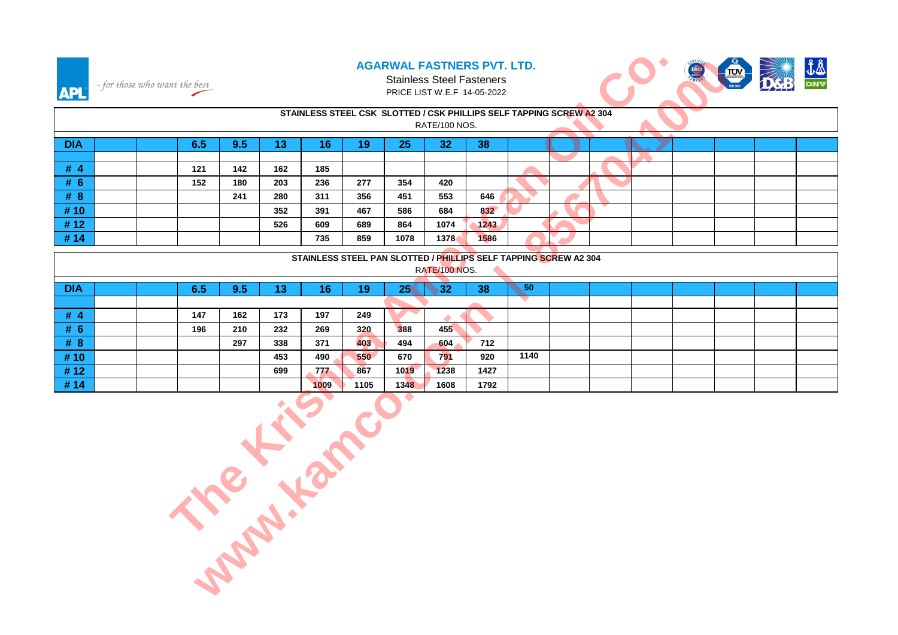**APL** - *for those who want the best*

# AGARWAL FASTNERS PVT. LTD.

Stainless Steel Fasteners

PRICE LIST W.E.F 14-05-2022

## STAINLESS STEEL CSK SLOTTED / CSK PHILLIPS SELF TAPPING SCREW A2 304

RATE/100 NOS.

| DIA | | | 6.5 | 9.5 | 13 | 16 | 19 | 25 | 32 | 38 | | | | | | | | |
|---|---|---|---|---|---|---|---|---|---|---|---|---|---|---|---|---|---|---|
| # 4 | | | 121 | 142 | 162 | 185 | | | | | | | | | | | | |
| # 6 | | | 152 | 180 | 203 | 236 | 277 | 354 | 420 | | | | | | | | | |
| # 8 | | | | 241 | 280 | 311 | 356 | 451 | 553 | 646 | | | | | | | | |
| # 10 | | | | | 352 | 391 | 467 | 586 | 684 | 832 | | | | | | | | |
| # 12 | | | | | 526 | 609 | 689 | 864 | 1074 | 1243 | | | | | | | | |
| # 14 | | | | | | 735 | 859 | 1078 | 1378 | 1586 | | | | | | | | |

## STAINLESS STEEL PAN SLOTTED / PHILLIPS SELF TAPPING SCREW A2 304

RATE/100 NOS.

| DIA | | | 6.5 | 9.5 | 13 | 16 | 19 | 25 | 32 | 38 | 50 | | | | | | | |
|---|---|---|---|---|---|---|---|---|---|---|---|---|---|---|---|---|---|---|
| # 4 | | | 147 | 162 | 173 | 197 | 249 | | | | | | | | | | | |
| # 6 | | | 196 | 210 | 232 | 269 | 320 | 388 | 455 | | | | | | | | | |
| # 8 | | | | 297 | 338 | 371 | 403 | 494 | 604 | 712 | | | | | | | | |
| # 10 | | | | | 453 | 490 | 550 | 670 | 791 | 920 | 1140 | | | | | | | |
| # 12 | | | | | 699 | 777 | 867 | 1019 | 1238 | 1427 | | | | | | | | |
| # 14 | | | | | | 1009 | 1105 | 1348 | 1608 | 1792 | | | | | | | | |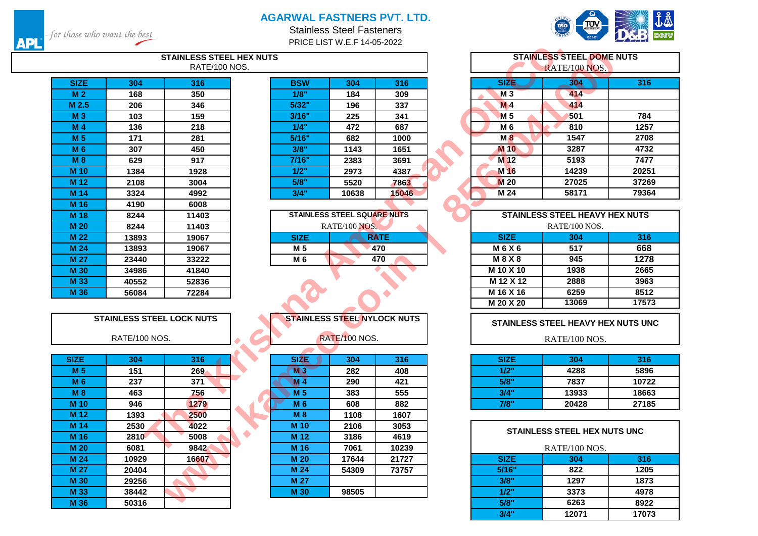# AGARWAL FASTNERS PVT. LTD.

Stainless Steel Fasteners

PRICE LIST W.E.F 14-05-2022

APL - for those who want the best

## STAINLESS STEEL HEX NUTS

RATE/100 NOS.

| SIZE | 304 | 316 |
|---|---|---|
| M 2 | 168 | 350 |
| M 2.5 | 206 | 346 |
| M 3 | 103 | 159 |
| M 4 | 136 | 218 |
| M 5 | 171 | 281 |
| M 6 | 307 | 450 |
| M 8 | 629 | 917 |
| M 10 | 1384 | 1928 |
| M 12 | 2108 | 3004 |
| M 14 | 3324 | 4992 |
| M 16 | 4190 | 6008 |
| M 18 | 8244 | 11403 |
| M 20 | 8244 | 11403 |
| M 22 | 13893 | 19067 |
| M 24 | 13893 | 19067 |
| M 27 | 23440 | 33222 |
| M 30 | 34986 | 41840 |
| M 33 | 40552 | 52836 |
| M 36 | 56084 | 72284 |

| BSW | 304 | 316 |
|---|---|---|
| 1/8" | 184 | 309 |
| 5/32" | 196 | 337 |
| 3/16" | 225 | 341 |
| 1/4" | 472 | 687 |
| 5/16" | 682 | 1000 |
| 3/8" | 1143 | 1651 |
| 7/16" | 2383 | 3691 |
| 1/2" | 2973 | 4387 |
| 5/8" | 5520 | 7863 |
| 3/4" | 10638 | 15046 |

## STAINLESS STEEL DOME NUTS

RATE/100 NOS.

| SIZE | 304 | 316 |
|---|---|---|
| M 3 | 414 | |
| M 4 | 414 | |
| M 5 | 501 | 784 |
| M 6 | 810 | 1257 |
| M 8 | 1547 | 2708 |
| M 10 | 3287 | 4732 |
| M 12 | 5193 | 7477 |
| M 16 | 14239 | 20251 |
| M 20 | 27025 | 37269 |
| M 24 | 58171 | 79364 |

## STAINLESS STEEL SQUARE NUTS

RATE/100 NOS.

| SIZE | RATE |
|---|---|
| M 5 | 470 |
| M 6 | 470 |

## STAINLESS STEEL HEAVY HEX NUTS

RATE/100 NOS.

| SIZE | 304 | 316 |
|---|---|---|
| M 6 X 6 | 517 | 668 |
| M 8 X 8 | 945 | 1278 |
| M 10 X 10 | 1938 | 2665 |
| M 12 X 12 | 2888 | 3963 |
| M 16 X 16 | 6259 | 8512 |
| M 20 X 20 | 13069 | 17573 |

## STAINLESS STEEL LOCK NUTS

RATE/100 NOS.

| SIZE | 304 | 316 |
|---|---|---|
| M 5 | 151 | 269 |
| M 6 | 237 | 371 |
| M 8 | 463 | 756 |
| M 10 | 946 | 1279 |
| M 12 | 1393 | 2500 |
| M 14 | 2530 | 4022 |
| M 16 | 2810 | 5008 |
| M 20 | 6081 | 9842 |
| M 24 | 10929 | 16607 |
| M 27 | 20404 | |
| M 30 | 29256 | |
| M 33 | 38442 | |
| M 36 | 50316 | |

## STAINLESS STEEL NYLOCK NUTS

RATE/100 NOS.

| SIZE | 304 | 316 |
|---|---|---|
| M 3 | 282 | 408 |
| M 4 | 290 | 421 |
| M 5 | 383 | 555 |
| M 6 | 608 | 882 |
| M 8 | 1108 | 1607 |
| M 10 | 2106 | 3053 |
| M 12 | 3186 | 4619 |
| M 16 | 7061 | 10239 |
| M 20 | 17644 | 21727 |
| M 24 | 54309 | 73757 |
| M 27 | | |
| M 30 | 98505 | |

## STAINLESS STEEL HEAVY HEX NUTS UNC

RATE/100 NOS.

| SIZE | 304 | 316 |
|---|---|---|
| 1/2" | 4288 | 5896 |
| 5/8" | 7837 | 10722 |
| 3/4" | 13933 | 18663 |
| 7/8" | 20428 | 27185 |

## STAINLESS STEEL HEX NUTS UNC

RATE/100 NOS.

| SIZE | 304 | 316 |
|---|---|---|
| 5/16" | 822 | 1205 |
| 3/8" | 1297 | 1873 |
| 1/2" | 3373 | 4978 |
| 5/8" | 6263 | 8922 |
| 3/4" | 12071 | 17073 |